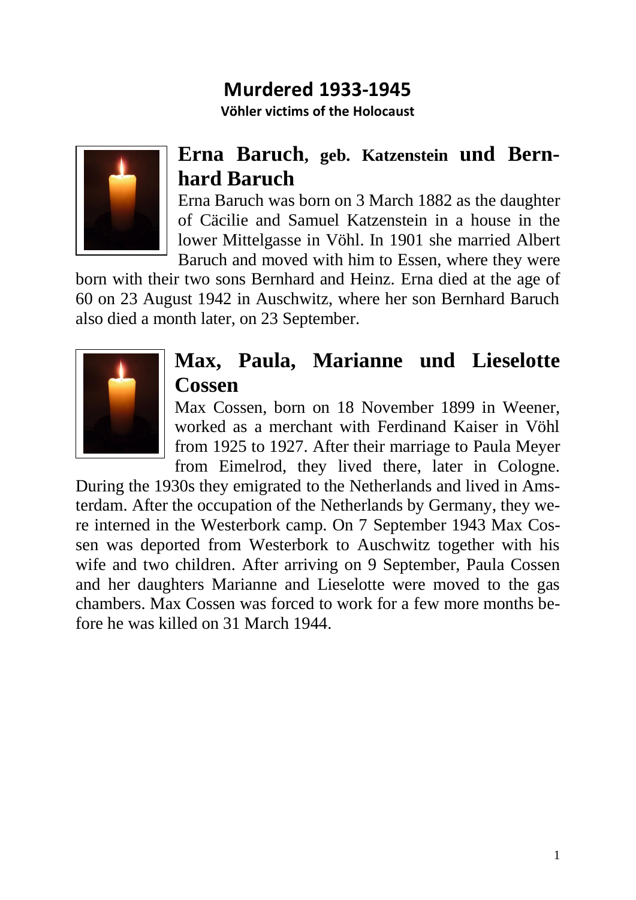# Murdered 1933-1945

**Vöhler victims of the Holocaust**

## Erna Baruch, geb. Katzenstein und Bernhard Baruch

Erna Baruch was born on 3 March 1882 as the daughter of Cäcilie and Samuel Katzenstein in a house in the lower Mittelgasse in Vöhl. In 1901 she married Albert Baruch and moved with him to Essen, where they were born with their two sons Bernhard and Heinz. Erna died at the age of 60 on 23 August 1942 in Auschwitz, where her son Bernhard Baruch also died a month later, on 23 September.

## Max, Paula, Marianne und Lieselotte Cossen

Max Cossen, born on 18 November 1899 in Weener, worked as a merchant with Ferdinand Kaiser in Vöhl from 1925 to 1927. After their marriage to Paula Meyer from Eimelrod, they lived there, later in Cologne. During the 1930s they emigrated to the Netherlands and lived in Amsterdam. After the occupation of the Netherlands by Germany, they were interned in the Westerbork camp. On 7 September 1943 Max Cossen was deported from Westerbork to Auschwitz together with his wife and two children. After arriving on 9 September, Paula Cossen and her daughters Marianne and Lieselotte were moved to the gas chambers. Max Cossen was forced to work for a few more months before he was killed on 31 March 1944.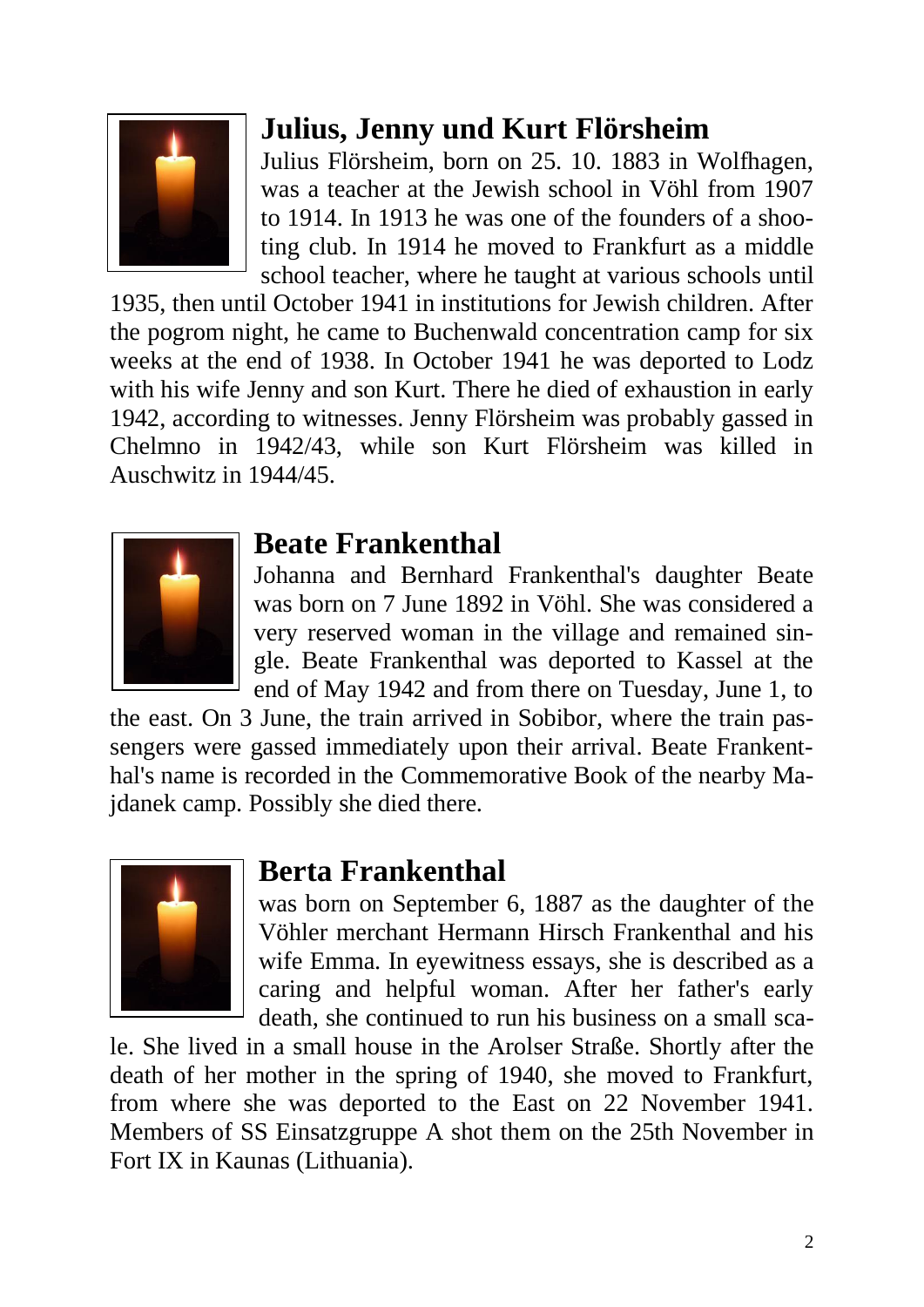## Julius, Jenny und Kurt Flörsheim

Julius Flörsheim, born on 25. 10. 1883 in Wolfhagen, was a teacher at the Jewish school in Vöhl from 1907 to 1914. In 1913 he was one of the founders of a shooting club. In 1914 he moved to Frankfurt as a middle school teacher, where he taught at various schools until 1935, then until October 1941 in institutions for Jewish children. After the pogrom night, he came to Buchenwald concentration camp for six weeks at the end of 1938. In October 1941 he was deported to Lodz with his wife Jenny and son Kurt. There he died of exhaustion in early 1942, according to witnesses. Jenny Flörsheim was probably gassed in Chelmno in 1942/43, while son Kurt Flörsheim was killed in Auschwitz in 1944/45.

## Beate Frankenthal

Johanna and Bernhard Frankenthal's daughter Beate was born on 7 June 1892 in Vöhl. She was considered a very reserved woman in the village and remained single. Beate Frankenthal was deported to Kassel at the end of May 1942 and from there on Tuesday, June 1, to the east. On 3 June, the train arrived in Sobibor, where the train passengers were gassed immediately upon their arrival. Beate Frankenthal's name is recorded in the Commemorative Book of the nearby Majdanek camp. Possibly she died there.

## Berta Frankenthal

was born on September 6, 1887 as the daughter of the Vöhler merchant Hermann Hirsch Frankenthal and his wife Emma. In eyewitness essays, she is described as a caring and helpful woman. After her father's early death, she continued to run his business on a small scale. She lived in a small house in the Arolser Straße. Shortly after the death of her mother in the spring of 1940, she moved to Frankfurt, from where she was deported to the East on 22 November 1941. Members of SS Einsatzgruppe A shot them on the 25th November in Fort IX in Kaunas (Lithuania).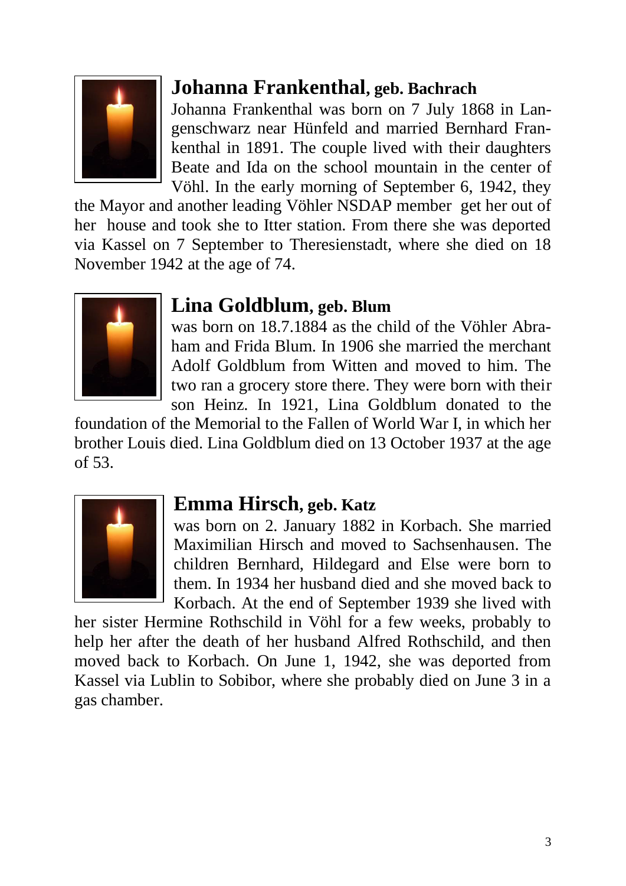## Johanna Frankenthal, geb. Bachrach

Johanna Frankenthal was born on 7 July 1868 in Langenschwarz near Hünfeld and married Bernhard Frankenthal in 1891. The couple lived with their daughters Beate and Ida on the school mountain in the center of Vöhl. In the early morning of September 6, 1942, they the Mayor and another leading Vöhler NSDAP member get her out of her house and took she to Itter station. From there she was deported via Kassel on 7 September to Theresienstadt, where she died on 18 November 1942 at the age of 74.

## Lina Goldblum, geb. Blum

was born on 18.7.1884 as the child of the Vöhler Abraham and Frida Blum. In 1906 she married the merchant Adolf Goldblum from Witten and moved to him. The two ran a grocery store there. They were born with their son Heinz. In 1921, Lina Goldblum donated to the foundation of the Memorial to the Fallen of World War I, in which her brother Louis died. Lina Goldblum died on 13 October 1937 at the age of 53.

## Emma Hirsch, geb. Katz

was born on 2. January 1882 in Korbach. She married Maximilian Hirsch and moved to Sachsenhausen. The children Bernhard, Hildegard and Else were born to them. In 1934 her husband died and she moved back to Korbach. At the end of September 1939 she lived with her sister Hermine Rothschild in Vöhl for a few weeks, probably to help her after the death of her husband Alfred Rothschild, and then moved back to Korbach. On June 1, 1942, she was deported from Kassel via Lublin to Sobibor, where she probably died on June 3 in a gas chamber.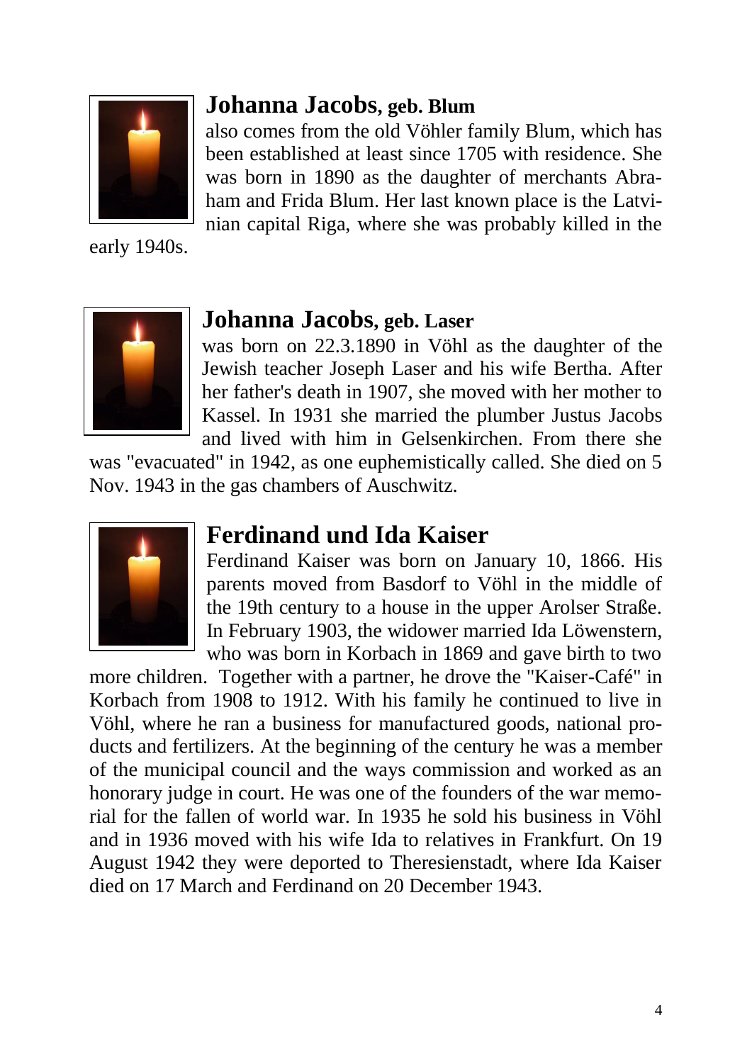## Johanna Jacobs, geb. Blum

also comes from the old Vöhler family Blum, which has been established at least since 1705 with residence. She was born in 1890 as the daughter of merchants Abraham and Frida Blum. Her last known place is the Latvinian capital Riga, where she was probably killed in the early 1940s.

## Johanna Jacobs, geb. Laser

was born on 22.3.1890 in Vöhl as the daughter of the Jewish teacher Joseph Laser and his wife Bertha. After her father's death in 1907, she moved with her mother to Kassel. In 1931 she married the plumber Justus Jacobs and lived with him in Gelsenkirchen. From there she was "evacuated" in 1942, as one euphemistically called. She died on 5 Nov. 1943 in the gas chambers of Auschwitz.

## Ferdinand und Ida Kaiser

Ferdinand Kaiser was born on January 10, 1866. His parents moved from Basdorf to Vöhl in the middle of the 19th century to a house in the upper Arolser Straße. In February 1903, the widower married Ida Löwenstern, who was born in Korbach in 1869 and gave birth to two more children. Together with a partner, he drove the "Kaiser-Café" in Korbach from 1908 to 1912. With his family he continued to live in Vöhl, where he ran a business for manufactured goods, national products and fertilizers. At the beginning of the century he was a member of the municipal council and the ways commission and worked as an honorary judge in court. He was one of the founders of the war memorial for the fallen of world war. In 1935 he sold his business in Vöhl and in 1936 moved with his wife Ida to relatives in Frankfurt. On 19 August 1942 they were deported to Theresienstadt, where Ida Kaiser died on 17 March and Ferdinand on 20 December 1943.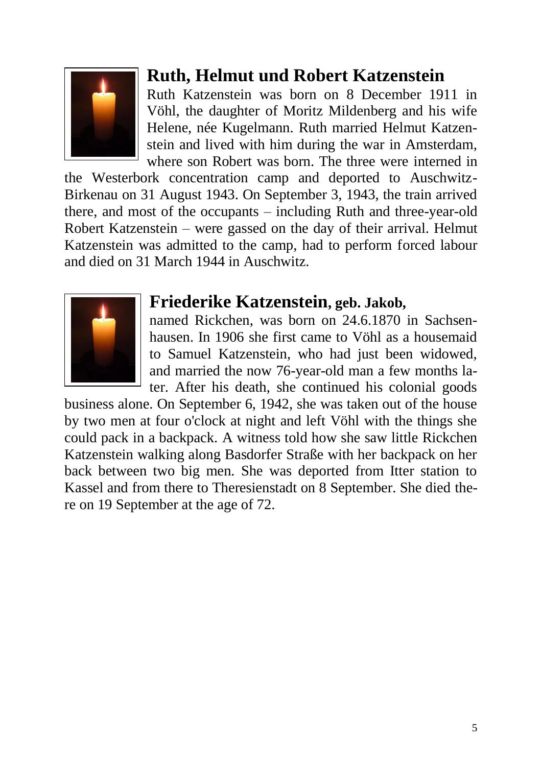## Ruth, Helmut und Robert Katzenstein

Ruth Katzenstein was born on 8 December 1911 in Vöhl, the daughter of Moritz Mildenberg and his wife Helene, née Kugelmann. Ruth married Helmut Katzenstein and lived with him during the war in Amsterdam, where son Robert was born. The three were interned in the Westerbork concentration camp and deported to Auschwitz-Birkenau on 31 August 1943. On September 3, 1943, the train arrived there, and most of the occupants – including Ruth and three-year-old Robert Katzenstein – were gassed on the day of their arrival. Helmut Katzenstein was admitted to the camp, had to perform forced labour and died on 31 March 1944 in Auschwitz.

## Friederike Katzenstein, geb. Jakob,

named Rickchen, was born on 24.6.1870 in Sachsenhausen. In 1906 she first came to Vöhl as a housemaid to Samuel Katzenstein, who had just been widowed, and married the now 76-year-old man a few months later. After his death, she continued his colonial goods business alone. On September 6, 1942, she was taken out of the house by two men at four o'clock at night and left Vöhl with the things she could pack in a backpack. A witness told how she saw little Rickchen Katzenstein walking along Basdorfer Straße with her backpack on her back between two big men. She was deported from Itter station to Kassel and from there to Theresienstadt on 8 September. She died there on 19 September at the age of 72.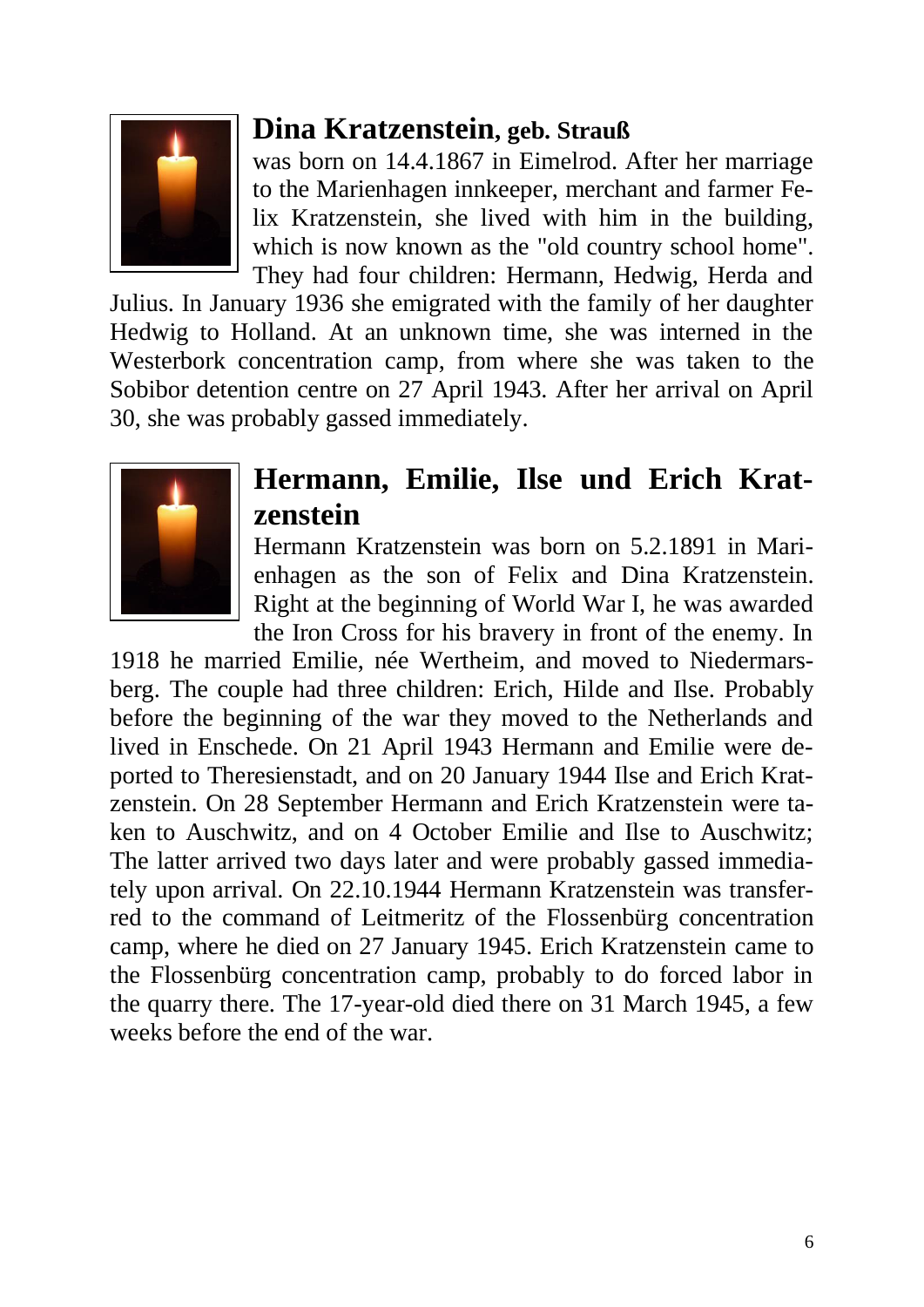## **Dina Kratzenstein, geb. Strauß**

was born on 14.4.1867 in Eimelrod. After her marriage to the Marienhagen innkeeper, merchant and farmer Felix Kratzenstein, she lived with him in the building, which is now known as the "old country school home". They had four children: Hermann, Hedwig, Herda and Julius. In January 1936 she emigrated with the family of her daughter Hedwig to Holland. At an unknown time, she was interned in the Westerbork concentration camp, from where she was taken to the Sobibor detention centre on 27 April 1943. After her arrival on April 30, she was probably gassed immediately.

## **Hermann, Emilie, Ilse und Erich Kratzenstein**

Hermann Kratzenstein was born on 5.2.1891 in Marienhagen as the son of Felix and Dina Kratzenstein. Right at the beginning of World War I, he was awarded the Iron Cross for his bravery in front of the enemy. In 1918 he married Emilie, née Wertheim, and moved to Niedermarsberg. The couple had three children: Erich, Hilde and Ilse. Probably before the beginning of the war they moved to the Netherlands and lived in Enschede. On 21 April 1943 Hermann and Emilie were deported to Theresienstadt, and on 20 January 1944 Ilse and Erich Kratzenstein. On 28 September Hermann and Erich Kratzenstein were taken to Auschwitz, and on 4 October Emilie and Ilse to Auschwitz; The latter arrived two days later and were probably gassed immediately upon arrival. On 22.10.1944 Hermann Kratzenstein was transferred to the command of Leitmeritz of the Flossenbürg concentration camp, where he died on 27 January 1945. Erich Kratzenstein came to the Flossenbürg concentration camp, probably to do forced labor in the quarry there. The 17-year-old died there on 31 March 1945, a few weeks before the end of the war.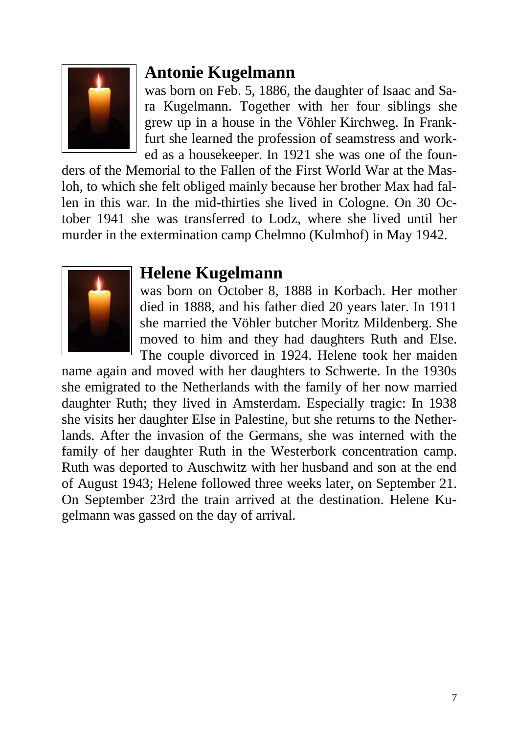## Antonie Kugelmann

was born on Feb. 5, 1886, the daughter of Isaac and Sara Kugelmann. Together with her four siblings she grew up in a house in the Vöhler Kirchweg. In Frankfurt she learned the profession of seamstress and worked as a housekeeper. In 1921 she was one of the founders of the Memorial to the Fallen of the First World War at the Masloh, to which she felt obliged mainly because her brother Max had fallen in this war. In the mid-thirties she lived in Cologne. On 30 October 1941 she was transferred to Lodz, where she lived until her murder in the extermination camp Chelmno (Kulmhof) in May 1942.

## Helene Kugelmann

was born on October 8, 1888 in Korbach. Her mother died in 1888, and his father died 20 years later. In 1911 she married the Vöhler butcher Moritz Mildenberg. She moved to him and they had daughters Ruth and Else. The couple divorced in 1924. Helene took her maiden name again and moved with her daughters to Schwerte. In the 1930s she emigrated to the Netherlands with the family of her now married daughter Ruth; they lived in Amsterdam. Especially tragic: In 1938 she visits her daughter Else in Palestine, but she returns to the Netherlands. After the invasion of the Germans, she was interned with the family of her daughter Ruth in the Westerbork concentration camp. Ruth was deported to Auschwitz with her husband and son at the end of August 1943; Helene followed three weeks later, on September 21. On September 23rd the train arrived at the destination. Helene Kugelmann was gassed on the day of arrival.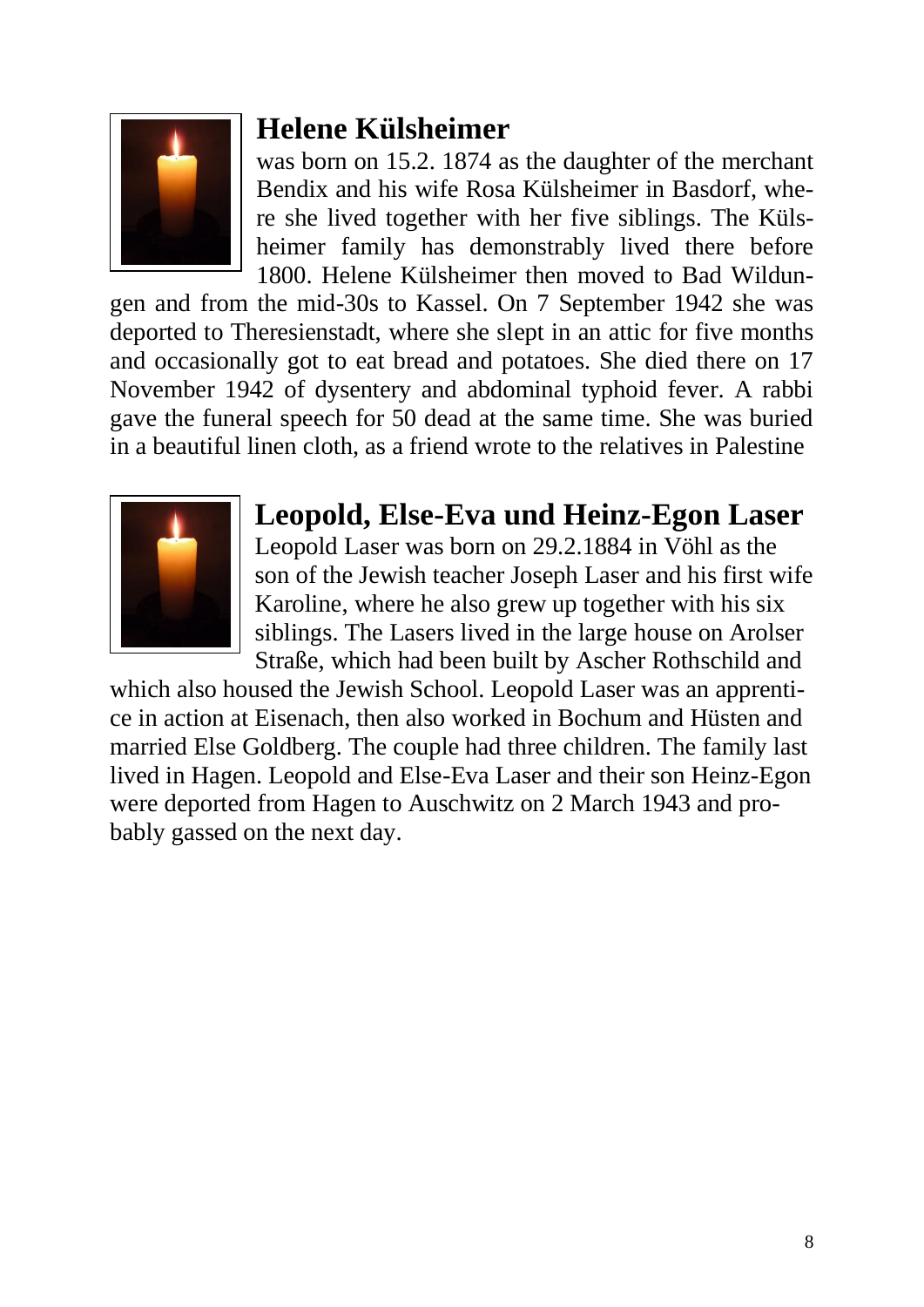## Helene Külsheimer

was born on 15.2. 1874 as the daughter of the merchant Bendix and his wife Rosa Külsheimer in Basdorf, where she lived together with her five siblings. The Külsheimer family has demonstrably lived there before 1800. Helene Külsheimer then moved to Bad Wildungen and from the mid-30s to Kassel. On 7 September 1942 she was deported to Theresienstadt, where she slept in an attic for five months and occasionally got to eat bread and potatoes. She died there on 17 November 1942 of dysentery and abdominal typhoid fever. A rabbi gave the funeral speech for 50 dead at the same time. She was buried in a beautiful linen cloth, as a friend wrote to the relatives in Palestine

## Leopold, Else-Eva und Heinz-Egon Laser

Leopold Laser was born on 29.2.1884 in Vöhl as the son of the Jewish teacher Joseph Laser and his first wife Karoline, where he also grew up together with his six siblings. The Lasers lived in the large house on Arolser Straße, which had been built by Ascher Rothschild and which also housed the Jewish School. Leopold Laser was an apprentice in action at Eisenach, then also worked in Bochum and Hüsten and married Else Goldberg. The couple had three children. The family last lived in Hagen. Leopold and Else-Eva Laser and their son Heinz-Egon were deported from Hagen to Auschwitz on 2 March 1943 and probably gassed on the next day.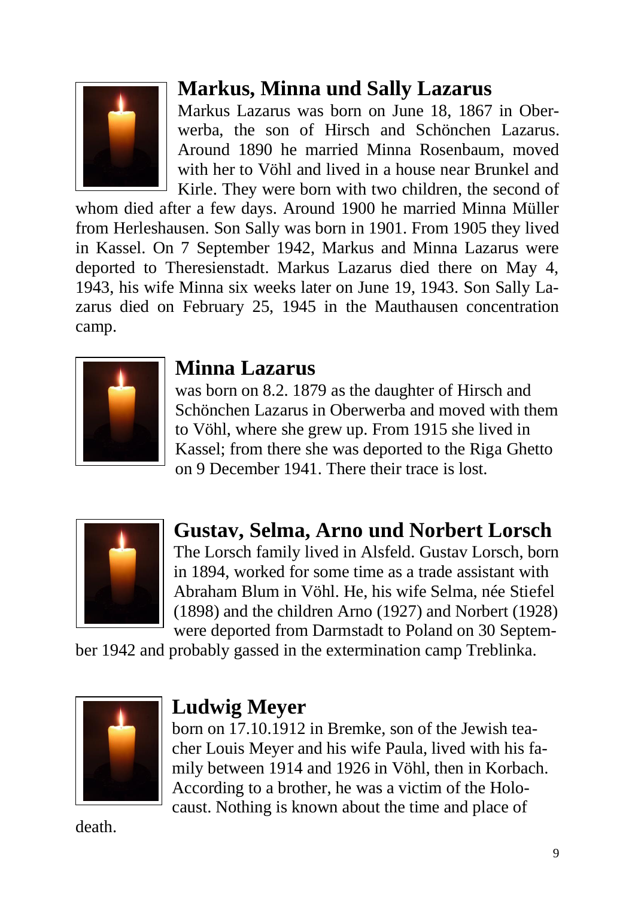## Markus, Minna und Sally Lazarus

Markus Lazarus was born on June 18, 1867 in Oberwerba, the son of Hirsch and Schönchen Lazarus. Around 1890 he married Minna Rosenbaum, moved with her to Vöhl and lived in a house near Brunkel and Kirle. They were born with two children, the second of whom died after a few days. Around 1900 he married Minna Müller from Herleshausen. Son Sally was born in 1901. From 1905 they lived in Kassel. On 7 September 1942, Markus and Minna Lazarus were deported to Theresienstadt. Markus Lazarus died there on May 4, 1943, his wife Minna six weeks later on June 19, 1943. Son Sally Lazarus died on February 25, 1945 in the Mauthausen concentration camp.

## Minna Lazarus

was born on 8.2. 1879 as the daughter of Hirsch and Schönchen Lazarus in Oberwerba and moved with them to Vöhl, where she grew up. From 1915 she lived in Kassel; from there she was deported to the Riga Ghetto on 9 December 1941. There their trace is lost.

## Gustav, Selma, Arno und Norbert Lorsch

The Lorsch family lived in Alsfeld. Gustav Lorsch, born in 1894, worked for some time as a trade assistant with Abraham Blum in Vöhl. He, his wife Selma, née Stiefel (1898) and the children Arno (1927) and Norbert (1928) were deported from Darmstadt to Poland on 30 September 1942 and probably gassed in the extermination camp Treblinka.

## Ludwig Meyer

born on 17.10.1912 in Bremke, son of the Jewish teacher Louis Meyer and his wife Paula, lived with his family between 1914 and 1926 in Vöhl, then in Korbach. According to a brother, he was a victim of the Holocaust. Nothing is known about the time and place of death.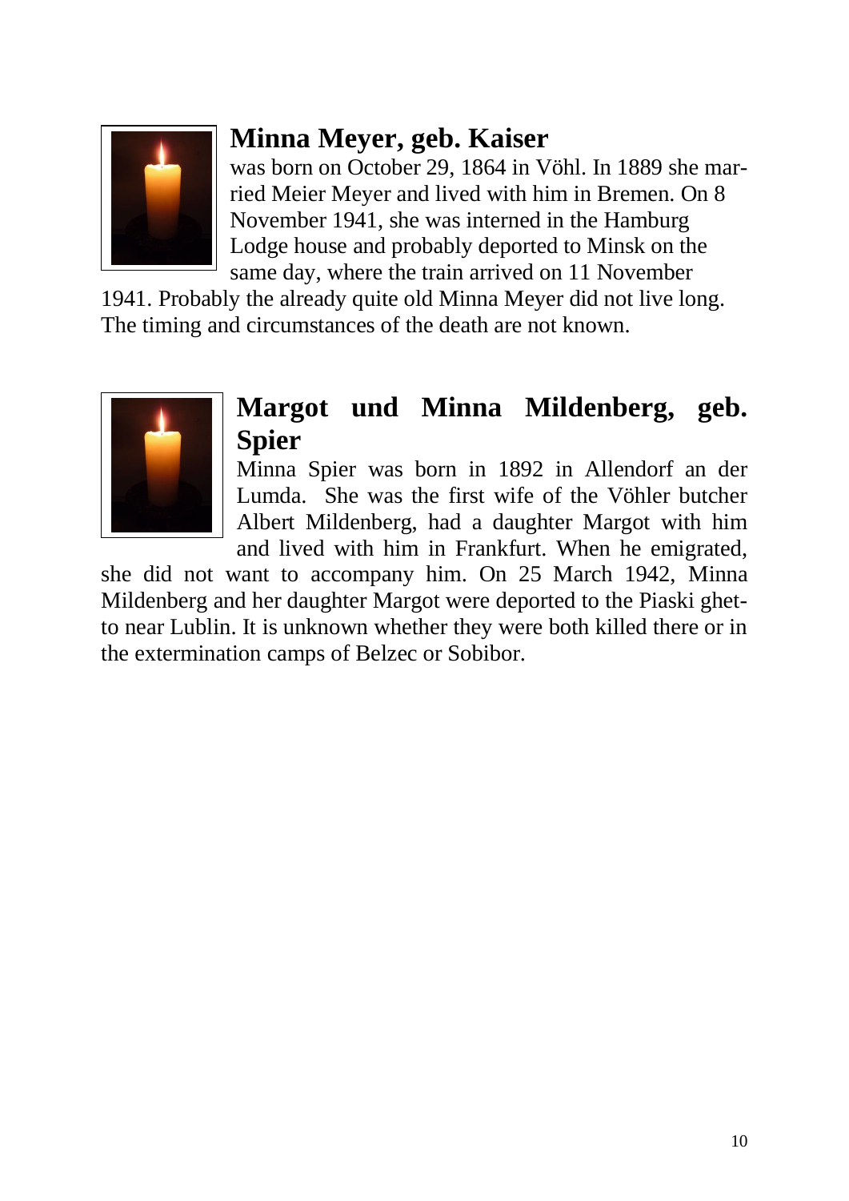## Minna Meyer, geb. Kaiser

was born on October 29, 1864 in Vöhl. In 1889 she married Meier Meyer and lived with him in Bremen. On 8 November 1941, she was interned in the Hamburg Lodge house and probably deported to Minsk on the same day, where the train arrived on 11 November 1941. Probably the already quite old Minna Meyer did not live long. The timing and circumstances of the death are not known.

## Margot und Minna Mildenberg, geb. Spier

Minna Spier was born in 1892 in Allendorf an der Lumda. She was the first wife of the Vöhler butcher Albert Mildenberg, had a daughter Margot with him and lived with him in Frankfurt. When he emigrated, she did not want to accompany him. On 25 March 1942, Minna Mildenberg and her daughter Margot were deported to the Piaski ghetto near Lublin. It is unknown whether they were both killed there or in the extermination camps of Belzec or Sobibor.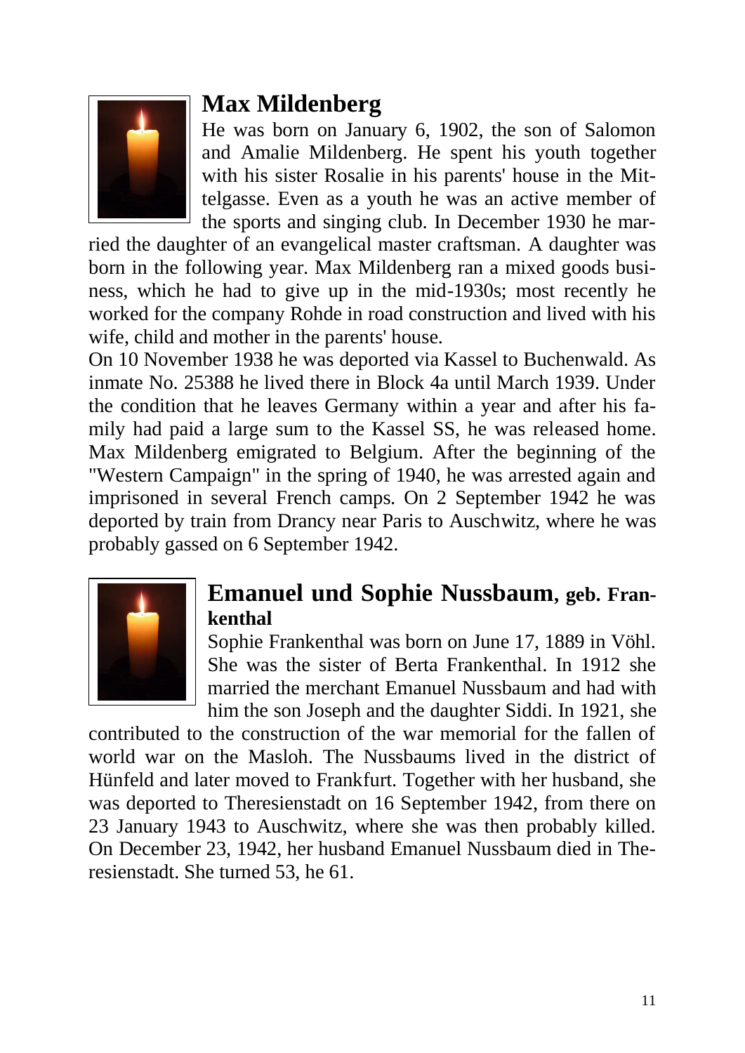## Max Mildenberg

He was born on January 6, 1902, the son of Salomon and Amalie Mildenberg. He spent his youth together with his sister Rosalie in his parents' house in the Mittelgasse. Even as a youth he was an active member of the sports and singing club. In December 1930 he married the daughter of an evangelical master craftsman. A daughter was born in the following year. Max Mildenberg ran a mixed goods business, which he had to give up in the mid-1930s; most recently he worked for the company Rohde in road construction and lived with his wife, child and mother in the parents' house.

On 10 November 1938 he was deported via Kassel to Buchenwald. As inmate No. 25388 he lived there in Block 4a until March 1939. Under the condition that he leaves Germany within a year and after his family had paid a large sum to the Kassel SS, he was released home. Max Mildenberg emigrated to Belgium. After the beginning of the "Western Campaign" in the spring of 1940, he was arrested again and imprisoned in several French camps. On 2 September 1942 he was deported by train from Drancy near Paris to Auschwitz, where he was probably gassed on 6 September 1942.

## Emanuel und Sophie Nussbaum, geb. Frankenthal

Sophie Frankenthal was born on June 17, 1889 in Vöhl. She was the sister of Berta Frankenthal. In 1912 she married the merchant Emanuel Nussbaum and had with him the son Joseph and the daughter Siddi. In 1921, she contributed to the construction of the war memorial for the fallen of world war on the Masloh. The Nussbaums lived in the district of Hünfeld and later moved to Frankfurt. Together with her husband, she was deported to Theresienstadt on 16 September 1942, from there on 23 January 1943 to Auschwitz, where she was then probably killed. On December 23, 1942, her husband Emanuel Nussbaum died in Theresienstadt. She turned 53, he 61.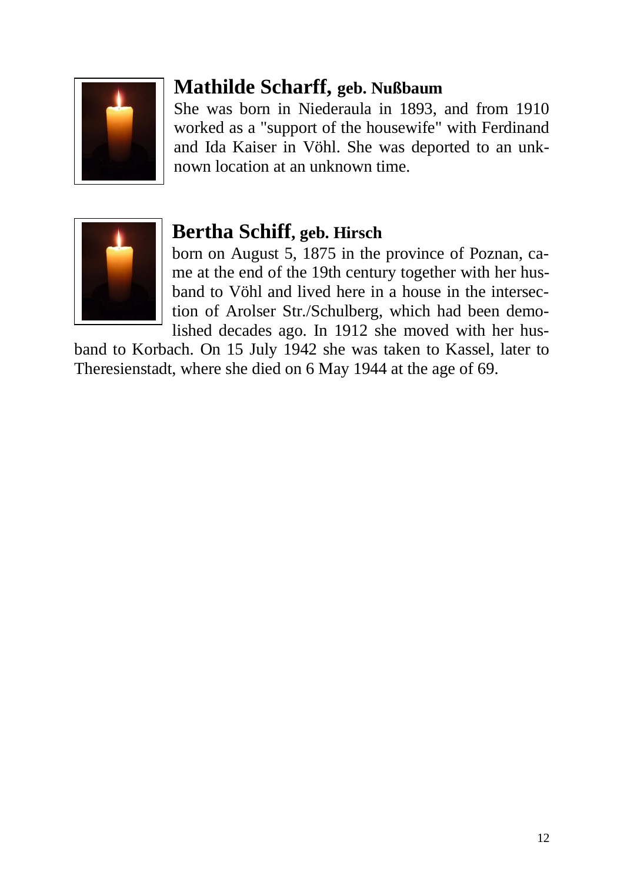## Mathilde Scharff, geb. Nußbaum

She was born in Niederaula in 1893, and from 1910 worked as a "support of the housewife" with Ferdinand and Ida Kaiser in Vöhl. She was deported to an unknown location at an unknown time.

## Bertha Schiff, geb. Hirsch

born on August 5, 1875 in the province of Poznan, came at the end of the 19th century together with her husband to Vöhl and lived here in a house in the intersection of Arolser Str./Schulberg, which had been demolished decades ago. In 1912 she moved with her husband to Korbach. On 15 July 1942 she was taken to Kassel, later to Theresienstadt, where she died on 6 May 1944 at the age of 69.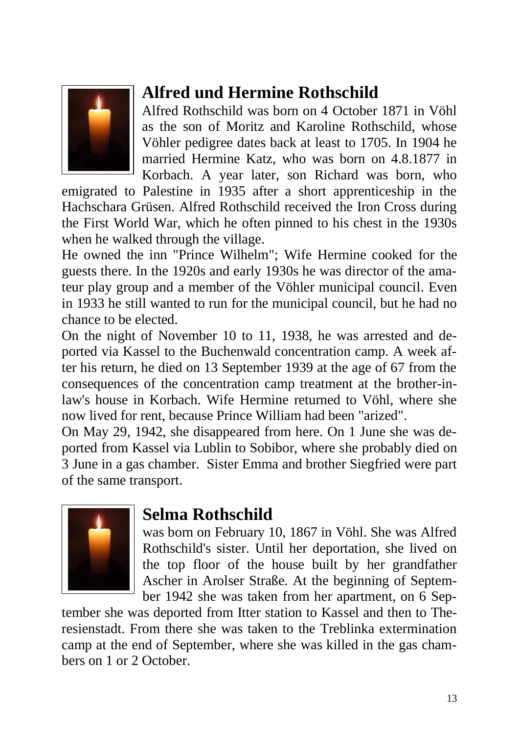## Alfred und Hermine Rothschild

Alfred Rothschild was born on 4 October 1871 in Vöhl as the son of Moritz and Karoline Rothschild, whose Vöhler pedigree dates back at least to 1705. In 1904 he married Hermine Katz, who was born on 4.8.1877 in Korbach. A year later, son Richard was born, who emigrated to Palestine in 1935 after a short apprenticeship in the Hachschara Grüsen. Alfred Rothschild received the Iron Cross during the First World War, which he often pinned to his chest in the 1930s when he walked through the village.

He owned the inn "Prince Wilhelm"; Wife Hermine cooked for the guests there. In the 1920s and early 1930s he was director of the amateur play group and a member of the Vöhler municipal council. Even in 1933 he still wanted to run for the municipal council, but he had no chance to be elected.

On the night of November 10 to 11, 1938, he was arrested and deported via Kassel to the Buchenwald concentration camp. A week after his return, he died on 13 September 1939 at the age of 67 from the consequences of the concentration camp treatment at the brother-in-law's house in Korbach. Wife Hermine returned to Vöhl, where she now lived for rent, because Prince William had been "arized".

On May 29, 1942, she disappeared from here. On 1 June she was deported from Kassel via Lublin to Sobibor, where she probably died on 3 June in a gas chamber. Sister Emma and brother Siegfried were part of the same transport.

## Selma Rothschild

was born on February 10, 1867 in Vöhl. She was Alfred Rothschild's sister. Until her deportation, she lived on the top floor of the house built by her grandfather Ascher in Arolser Straße. At the beginning of September 1942 she was taken from her apartment, on 6 September she was deported from Itter station to Kassel and then to Theresienstadt. From there she was taken to the Treblinka extermination camp at the end of September, where she was killed in the gas chambers on 1 or 2 October.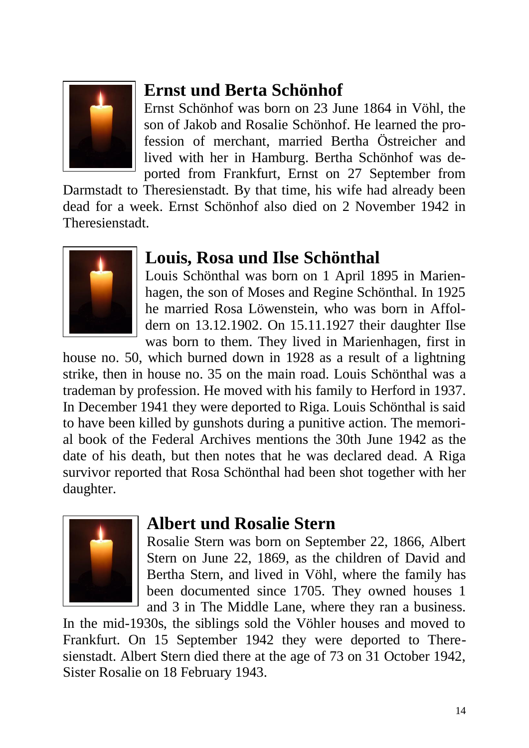## Ernst und Berta Schönhof

Ernst Schönhof was born on 23 June 1864 in Vöhl, the son of Jakob and Rosalie Schönhof. He learned the profession of merchant, married Bertha Östreicher and lived with her in Hamburg. Bertha Schönhof was deported from Frankfurt, Ernst on 27 September from Darmstadt to Theresienstadt. By that time, his wife had already been dead for a week. Ernst Schönhof also died on 2 November 1942 in Theresienstadt.

## Louis, Rosa und Ilse Schönthal

Louis Schönthal was born on 1 April 1895 in Marienhagen, the son of Moses and Regine Schönthal. In 1925 he married Rosa Löwenstein, who was born in Affoldern on 13.12.1902. On 15.11.1927 their daughter Ilse was born to them. They lived in Marienhagen, first in house no. 50, which burned down in 1928 as a result of a lightning strike, then in house no. 35 on the main road. Louis Schönthal was a trademan by profession. He moved with his family to Herford in 1937. In December 1941 they were deported to Riga. Louis Schönthal is said to have been killed by gunshots during a punitive action. The memorial book of the Federal Archives mentions the 30th June 1942 as the date of his death, but then notes that he was declared dead. A Riga survivor reported that Rosa Schönthal had been shot together with her daughter.

## Albert und Rosalie Stern

Rosalie Stern was born on September 22, 1866, Albert Stern on June 22, 1869, as the children of David and Bertha Stern, and lived in Vöhl, where the family has been documented since 1705. They owned houses 1 and 3 in The Middle Lane, where they ran a business. In the mid-1930s, the siblings sold the Vöhler houses and moved to Frankfurt. On 15 September 1942 they were deported to Theresienstadt. Albert Stern died there at the age of 73 on 31 October 1942, Sister Rosalie on 18 February 1943.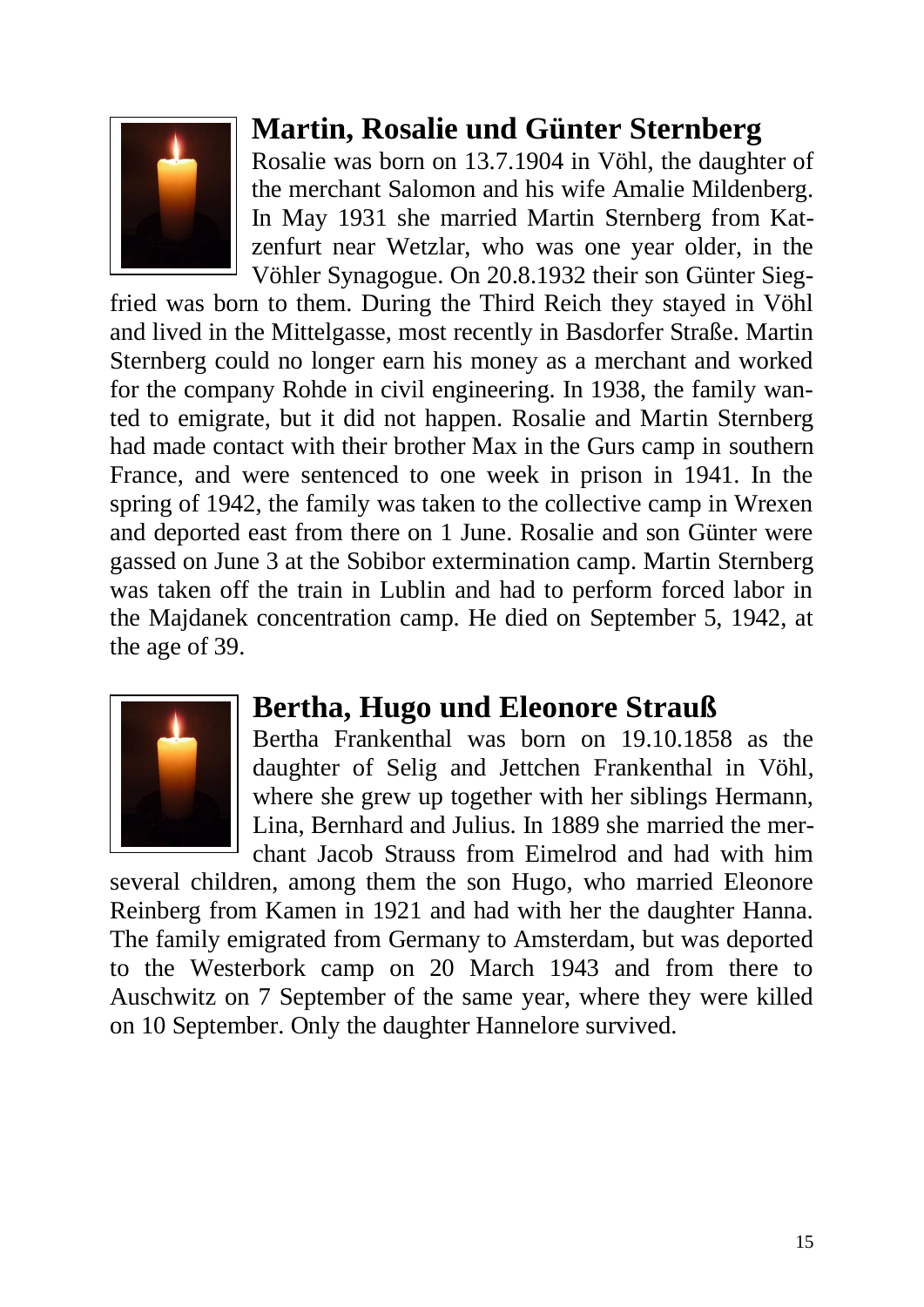## Martin, Rosalie und Günter Sternberg

Rosalie was born on 13.7.1904 in Vöhl, the daughter of the merchant Salomon and his wife Amalie Mildenberg. In May 1931 she married Martin Sternberg from Katzenfurt near Wetzlar, who was one year older, in the Vöhler Synagogue. On 20.8.1932 their son Günter Siegfried was born to them. During the Third Reich they stayed in Vöhl and lived in the Mittelgasse, most recently in Basdorfer Straße. Martin Sternberg could no longer earn his money as a merchant and worked for the company Rohde in civil engineering. In 1938, the family wanted to emigrate, but it did not happen. Rosalie and Martin Sternberg had made contact with their brother Max in the Gurs camp in southern France, and were sentenced to one week in prison in 1941. In the spring of 1942, the family was taken to the collective camp in Wrexen and deported east from there on 1 June. Rosalie and son Günter were gassed on June 3 at the Sobibor extermination camp. Martin Sternberg was taken off the train in Lublin and had to perform forced labor in the Majdanek concentration camp. He died on September 5, 1942, at the age of 39.

## Bertha, Hugo und Eleonore Strauß

Bertha Frankenthal was born on 19.10.1858 as the daughter of Selig and Jettchen Frankenthal in Vöhl, where she grew up together with her siblings Hermann, Lina, Bernhard and Julius. In 1889 she married the merchant Jacob Strauss from Eimelrod and had with him several children, among them the son Hugo, who married Eleonore Reinberg from Kamen in 1921 and had with her the daughter Hanna. The family emigrated from Germany to Amsterdam, but was deported to the Westerbork camp on 20 March 1943 and from there to Auschwitz on 7 September of the same year, where they were killed on 10 September. Only the daughter Hannelore survived.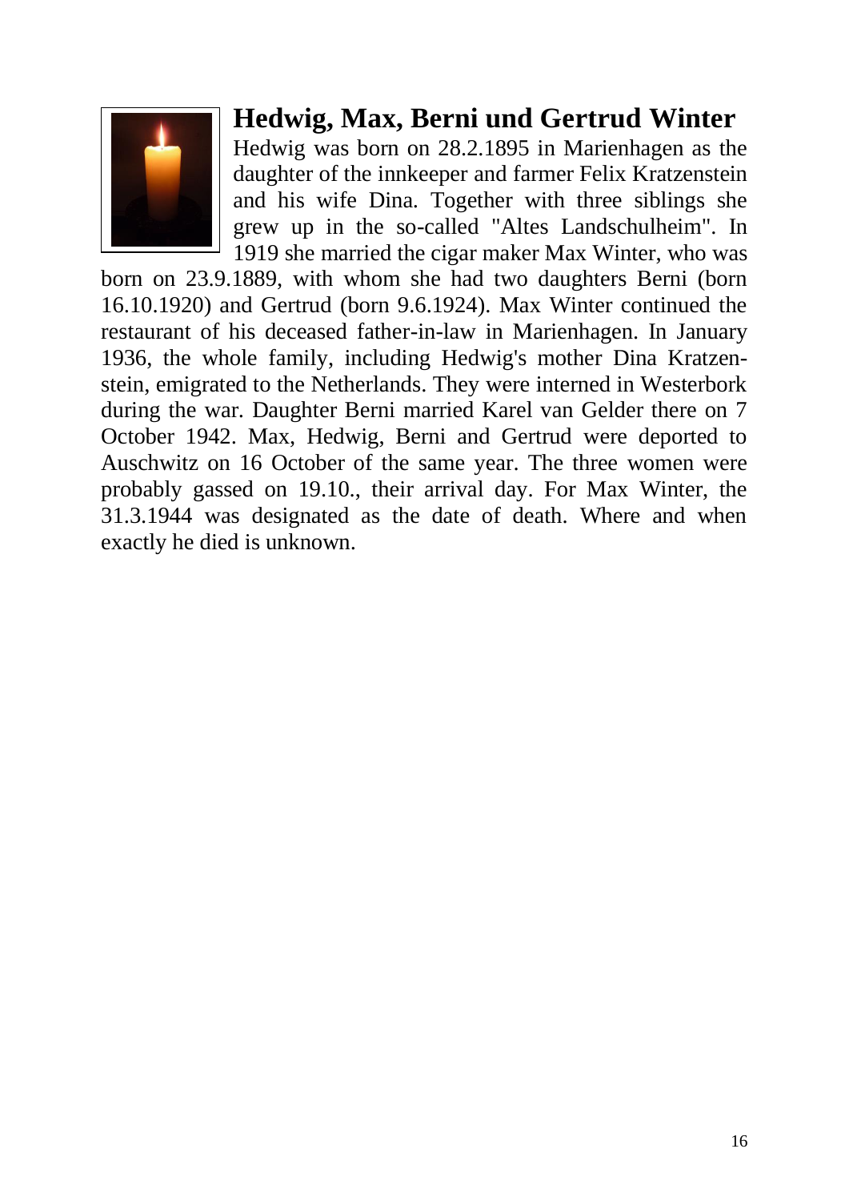## Hedwig, Max, Berni und Gertrud Winter

Hedwig was born on 28.2.1895 in Marienhagen as the daughter of the innkeeper and farmer Felix Kratzenstein and his wife Dina. Together with three siblings she grew up in the so-called "Altes Landschulheim". In 1919 she married the cigar maker Max Winter, who was born on 23.9.1889, with whom she had two daughters Berni (born 16.10.1920) and Gertrud (born 9.6.1924). Max Winter continued the restaurant of his deceased father-in-law in Marienhagen. In January 1936, the whole family, including Hedwig's mother Dina Kratzenstein, emigrated to the Netherlands. They were interned in Westerbork during the war. Daughter Berni married Karel van Gelder there on 7 October 1942. Max, Hedwig, Berni and Gertrud were deported to Auschwitz on 16 October of the same year. The three women were probably gassed on 19.10., their arrival day. For Max Winter, the 31.3.1944 was designated as the date of death. Where and when exactly he died is unknown.